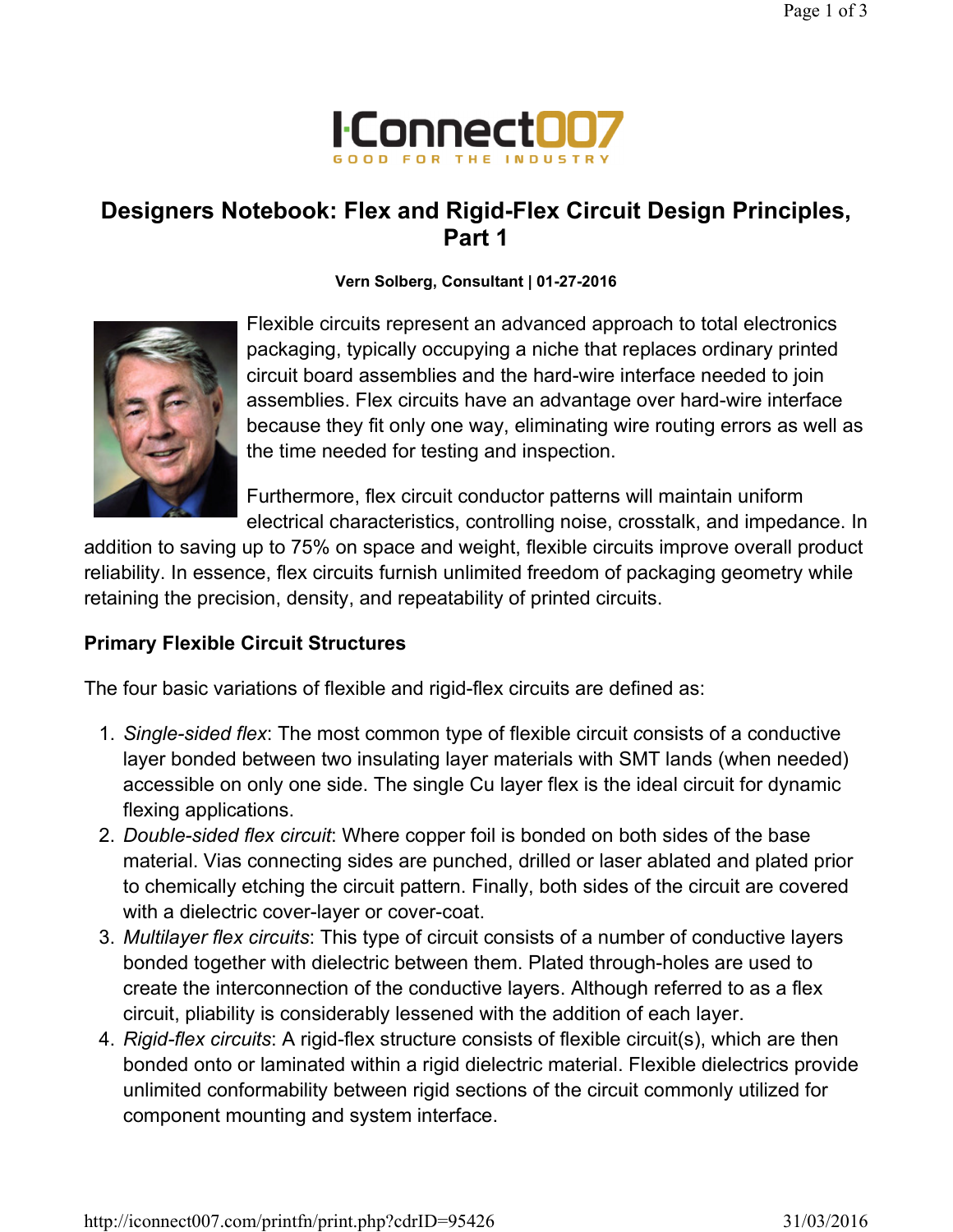# Designers Notebook: Flex and Rigid-Flex Circuit Design Principles, Part 1

**Vern Solberg, Consultant | 01-27-2016**

Flexible circuits represent an advanced approach to total electronics packaging, typically occupying a niche that replaces ordinary printed circuit board assemblies and the hard-wire interface needed to join assemblies. Flex circuits have an advantage over hard-wire interface because they fit only one way, eliminating wire routing errors as well as the time needed for testing and inspection.

Furthermore, flex circuit conductor patterns will maintain uniform electrical characteristics, controlling noise, crosstalk, and impedance. In addition to saving up to 75% on space and weight, flexible circuits improve overall product reliability. In essence, flex circuits furnish unlimited freedom of packaging geometry while retaining the precision, density, and repeatability of printed circuits.

## Primary Flexible Circuit Structures

The four basic variations of flexible and rigid-flex circuits are defined as:

1. *Single-sided flex*: The most common type of flexible circuit consists of a conductive layer bonded between two insulating layer materials with SMT lands (when needed) accessible on only one side. The single Cu layer flex is the ideal circuit for dynamic flexing applications.
2. *Double-sided flex circuit*: Where copper foil is bonded on both sides of the base material. Vias connecting sides are punched, drilled or laser ablated and plated prior to chemically etching the circuit pattern. Finally, both sides of the circuit are covered with a dielectric cover-layer or cover-coat.
3. *Multilayer flex circuits*: This type of circuit consists of a number of conductive layers bonded together with dielectric between them. Plated through-holes are used to create the interconnection of the conductive layers. Although referred to as a flex circuit, pliability is considerably lessened with the addition of each layer.
4. *Rigid-flex circuits*: A rigid-flex structure consists of flexible circuit(s), which are then bonded onto or laminated within a rigid dielectric material. Flexible dielectrics provide unlimited conformability between rigid sections of the circuit commonly utilized for component mounting and system interface.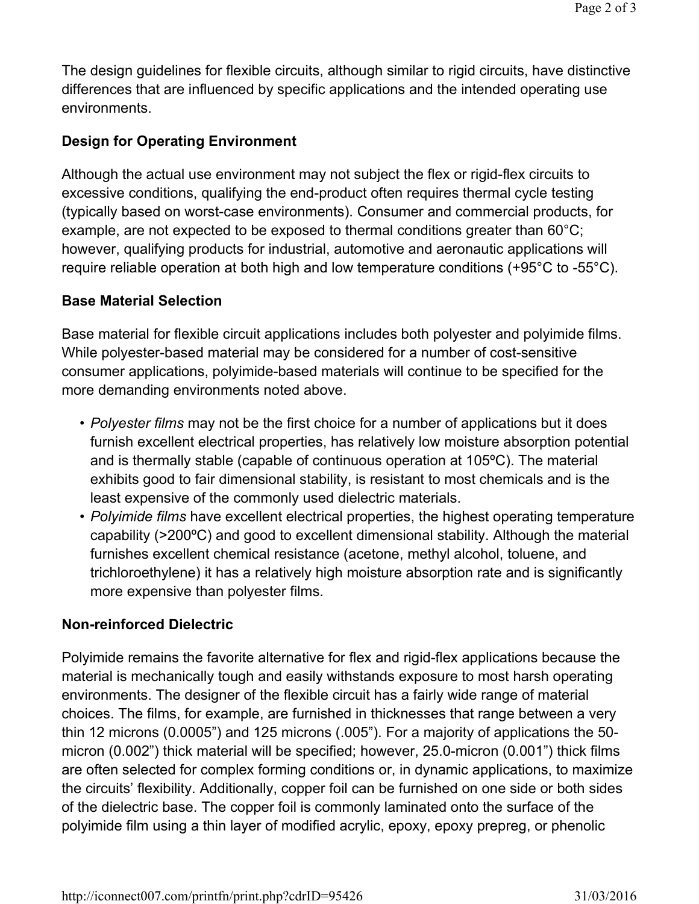The design guidelines for flexible circuits, although similar to rigid circuits, have distinctive differences that are influenced by specific applications and the intended operating use environments.

**Design for Operating Environment**

Although the actual use environment may not subject the flex or rigid-flex circuits to excessive conditions, qualifying the end-product often requires thermal cycle testing (typically based on worst-case environments). Consumer and commercial products, for example, are not expected to be exposed to thermal conditions greater than 60°C; however, qualifying products for industrial, automotive and aeronautic applications will require reliable operation at both high and low temperature conditions (+95°C to -55°C).

**Base Material Selection**

Base material for flexible circuit applications includes both polyester and polyimide films. While polyester-based material may be considered for a number of cost-sensitive consumer applications, polyimide-based materials will continue to be specified for the more demanding environments noted above.

- *Polyester films* may not be the first choice for a number of applications but it does furnish excellent electrical properties, has relatively low moisture absorption potential and is thermally stable (capable of continuous operation at 105ºC). The material exhibits good to fair dimensional stability, is resistant to most chemicals and is the least expensive of the commonly used dielectric materials.
- *Polyimide films* have excellent electrical properties, the highest operating temperature capability (>200ºC) and good to excellent dimensional stability. Although the material furnishes excellent chemical resistance (acetone, methyl alcohol, toluene, and trichloroethylene) it has a relatively high moisture absorption rate and is significantly more expensive than polyester films.

**Non-reinforced Dielectric**

Polyimide remains the favorite alternative for flex and rigid-flex applications because the material is mechanically tough and easily withstands exposure to most harsh operating environments. The designer of the flexible circuit has a fairly wide range of material choices. The films, for example, are furnished in thicknesses that range between a very thin 12 microns (0.0005") and 125 microns (.005"). For a majority of applications the 50-micron (0.002") thick material will be specified; however, 25.0-micron (0.001") thick films are often selected for complex forming conditions or, in dynamic applications, to maximize the circuits' flexibility. Additionally, copper foil can be furnished on one side or both sides of the dielectric base. The copper foil is commonly laminated onto the surface of the polyimide film using a thin layer of modified acrylic, epoxy, epoxy prepreg, or phenolic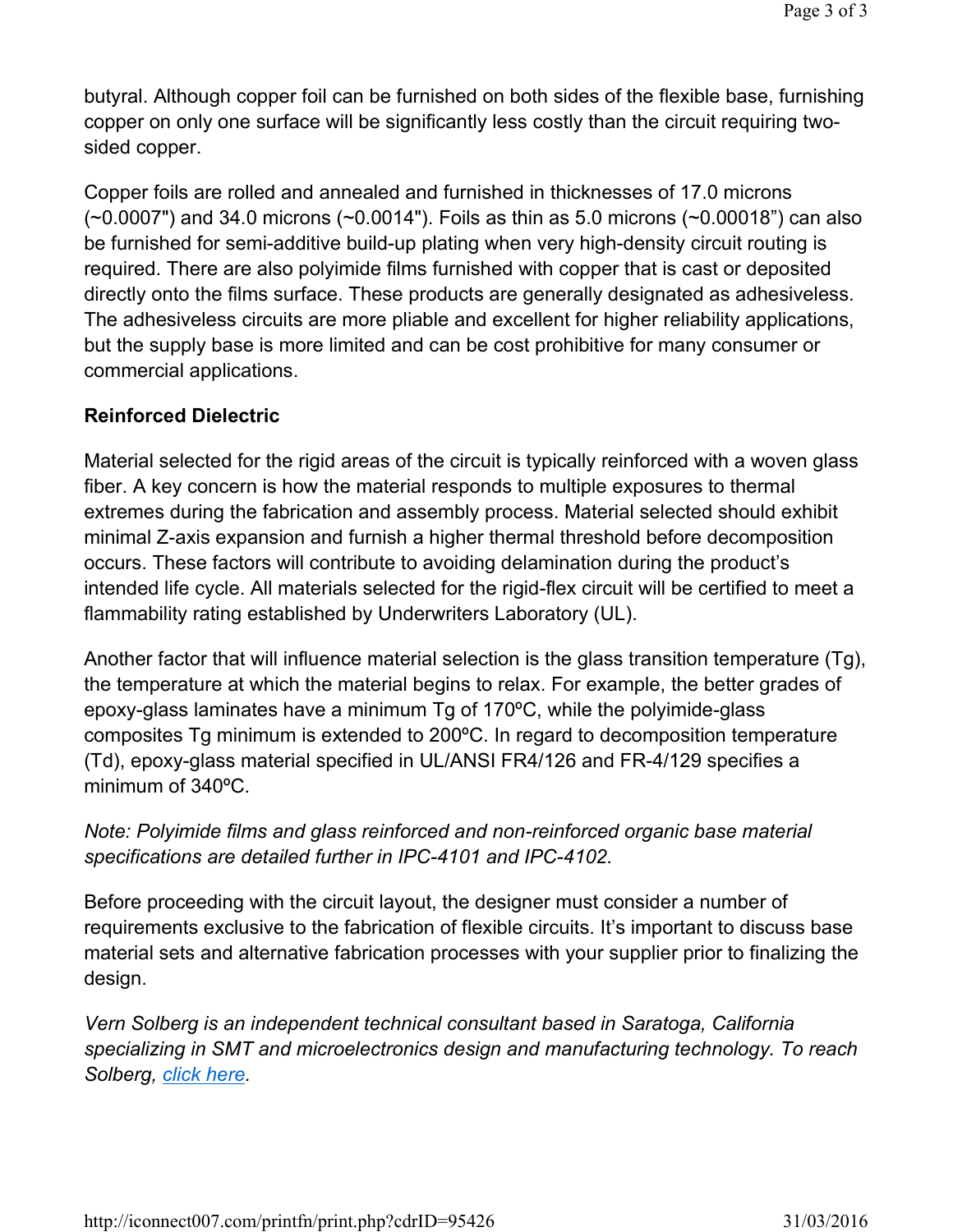butyral. Although copper foil can be furnished on both sides of the flexible base, furnishing copper on only one surface will be significantly less costly than the circuit requiring two-sided copper.

Copper foils are rolled and annealed and furnished in thicknesses of 17.0 microns (~0.0007") and 34.0 microns (~0.0014"). Foils as thin as 5.0 microns (~0.00018") can also be furnished for semi-additive build-up plating when very high-density circuit routing is required. There are also polyimide films furnished with copper that is cast or deposited directly onto the films surface. These products are generally designated as adhesiveless. The adhesiveless circuits are more pliable and excellent for higher reliability applications, but the supply base is more limited and can be cost prohibitive for many consumer or commercial applications.

**Reinforced Dielectric**

Material selected for the rigid areas of the circuit is typically reinforced with a woven glass fiber. A key concern is how the material responds to multiple exposures to thermal extremes during the fabrication and assembly process. Material selected should exhibit minimal Z-axis expansion and furnish a higher thermal threshold before decomposition occurs. These factors will contribute to avoiding delamination during the product's intended life cycle. All materials selected for the rigid-flex circuit will be certified to meet a flammability rating established by Underwriters Laboratory (UL).

Another factor that will influence material selection is the glass transition temperature (Tg), the temperature at which the material begins to relax. For example, the better grades of epoxy-glass laminates have a minimum Tg of 170ºC, while the polyimide-glass composites Tg minimum is extended to 200ºC. In regard to decomposition temperature (Td), epoxy-glass material specified in UL/ANSI FR4/126 and FR-4/129 specifies a minimum of 340ºC.

*Note: Polyimide films and glass reinforced and non-reinforced organic base material specifications are detailed further in IPC-4101 and IPC-4102.*

Before proceeding with the circuit layout, the designer must consider a number of requirements exclusive to the fabrication of flexible circuits. It's important to discuss base material sets and alternative fabrication processes with your supplier prior to finalizing the design.

*Vern Solberg is an independent technical consultant based in Saratoga, California specializing in SMT and microelectronics design and manufacturing technology. To reach Solberg, click here.*